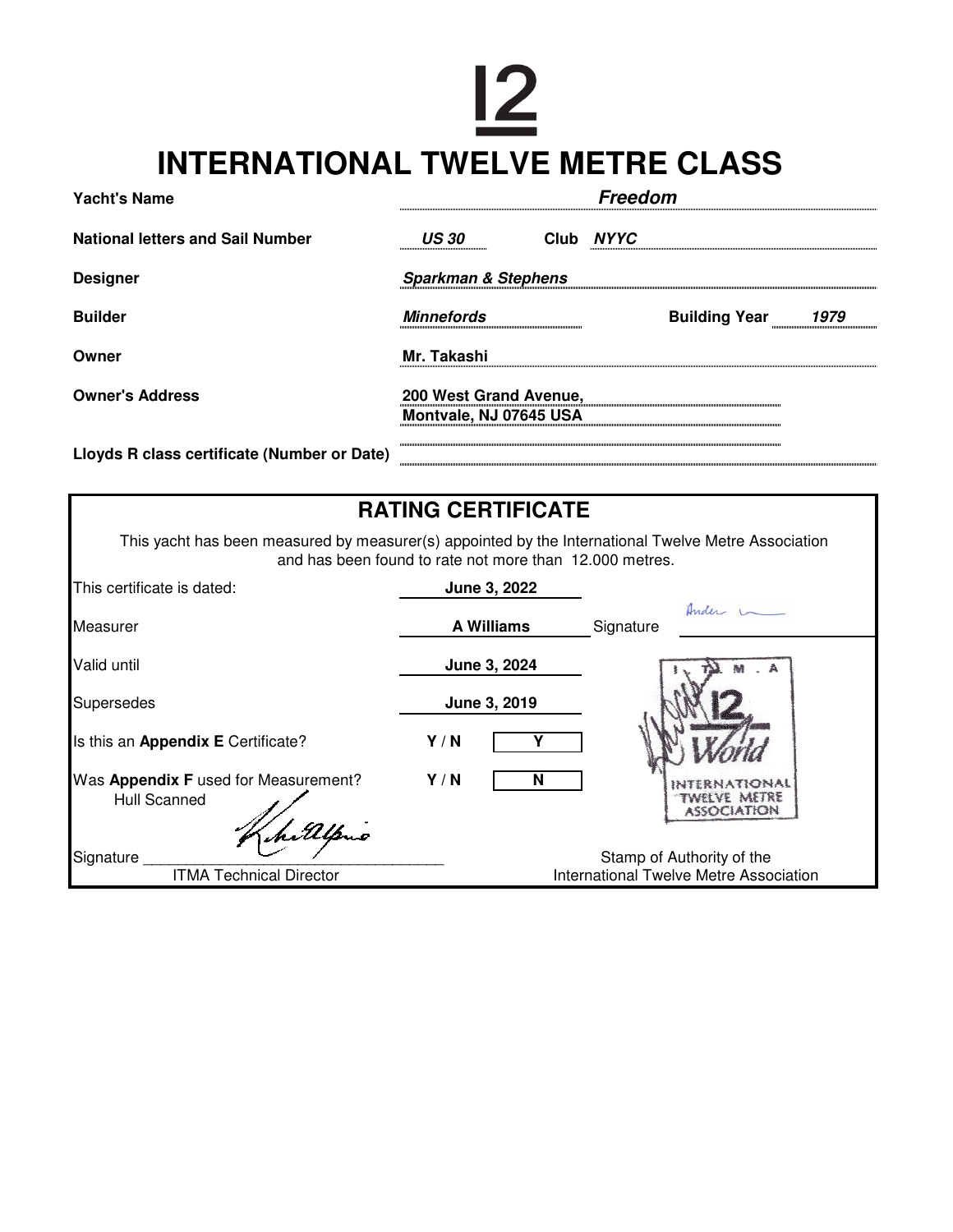# 12

# INTERNATIONAL TWELVE METRE CLASS

| | |
|---|---|
| **Yacht's Name** | ***Freedom*** |
| **National letters and Sail Number** | ***US 30*** **Club** ***NYYC*** |
| **Designer** | ***Sparkman & Stephens*** |
| **Builder** | ***Minnefords*** **Building Year** ***1979*** |
| **Owner** | **Mr. Takashi** |
| **Owner's Address** | **200 West Grand Avenue, Montvale, NJ 07645 USA** |
| **Lloyds R class certificate (Number or Date)** | |

## RATING CERTIFICATE

This yacht has been measured by measurer(s) appointed by the International Twelve Metre Association and has been found to rate not more than 12.000 metres.

| | | |
|---|---|---|
| This certificate is dated: | **June 3, 2022** | |
| Measurer | **A Williams** | Signature |
| Valid until | **June 3, 2024** | |
| Supersedes | **June 3, 2019** | |
| Is this an **Appendix E** Certificate? | **Y / N** | **Y** |
| Was **Appendix F** used for Measurement? | **Y / N** | **N** |

Hull Scanned

Signature ______________________
ITMA Technical Director

Stamp of Authority of the International Twelve Metre Association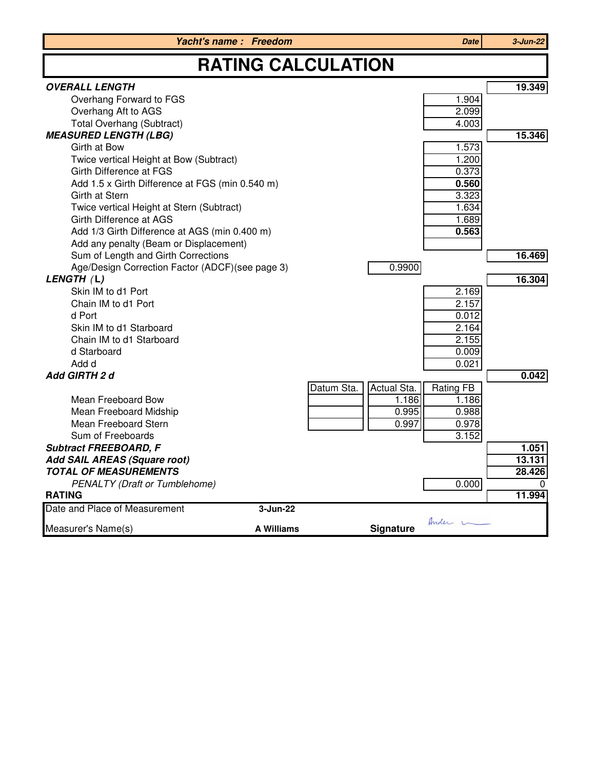**Yacht's name : Freedom** | **Date** | **3-Jun-22**

# RATING CALCULATION

| | | | | |
|---|---|---|---|---|
| ***OVERALL LENGTH*** | | | | **19.349** |
| Overhang Forward to FGS | | | 1.904 | |
| Overhang Aft to AGS | | | 2.099 | |
| Total Overhang (Subtract) | | | 4.003 | |
| ***MEASURED LENGTH (LBG)*** | | | | **15.346** |
| Girth at Bow | | | 1.573 | |
| Twice vertical Height at Bow (Subtract) | | | 1.200 | |
| Girth Difference at FGS | | | 0.373 | |
| Add 1.5 x Girth Difference at FGS (min 0.540 m) | | | **0.560** | |
| Girth at Stern | | | 3.323 | |
| Twice vertical Height at Stern (Subtract) | | | 1.634 | |
| Girth Difference at AGS | | | 1.689 | |
| Add 1/3 Girth Difference at AGS (min 0.400 m) | | | **0.563** | |
| Add any penalty (Beam or Displacement) | | | | |
| Sum of Length and Girth Corrections | | | | **16.469** |
| Age/Design Correction Factor (ADCF)(see page 3) | | 0.9900 | | |
| ***LENGTH (L)*** | | | | **16.304** |
| Skin IM to d1 Port | | | 2.169 | |
| Chain IM to d1 Port | | | 2.157 | |
| d Port | | | 0.012 | |
| Skin IM to d1 Starboard | | | 2.164 | |
| Chain IM to d1 Starboard | | | 2.155 | |
| d Starboard | | | 0.009 | |
| Add d | | | 0.021 | |
| ***Add GIRTH 2 d*** | | | | **0.042** |
| | Datum Sta. | Actual Sta. | Rating FB | |
| Mean Freeboard Bow | | 1.186 | 1.186 | |
| Mean Freeboard Midship | | 0.995 | 0.988 | |
| Mean Freeboard Stern | | 0.997 | 0.978 | |
| Sum of Freeboards | | | 3.152 | |
| ***Subtract FREEBOARD, F*** | | | | **1.051** |
| ***Add SAIL AREAS (Square root)*** | | | | **13.131** |
| ***TOTAL OF MEASUREMENTS*** | | | | **28.426** |
| *PENALTY (Draft or Tumblehome)* | | | 0.000 | 0 |
| **RATING** | | | | **11.994** |

| | | | |
|---|---|---|---|
| Date and Place of Measurement | **3-Jun-22** | | |
| Measurer's Name(s) | **A Williams** | **Signature** | Ander |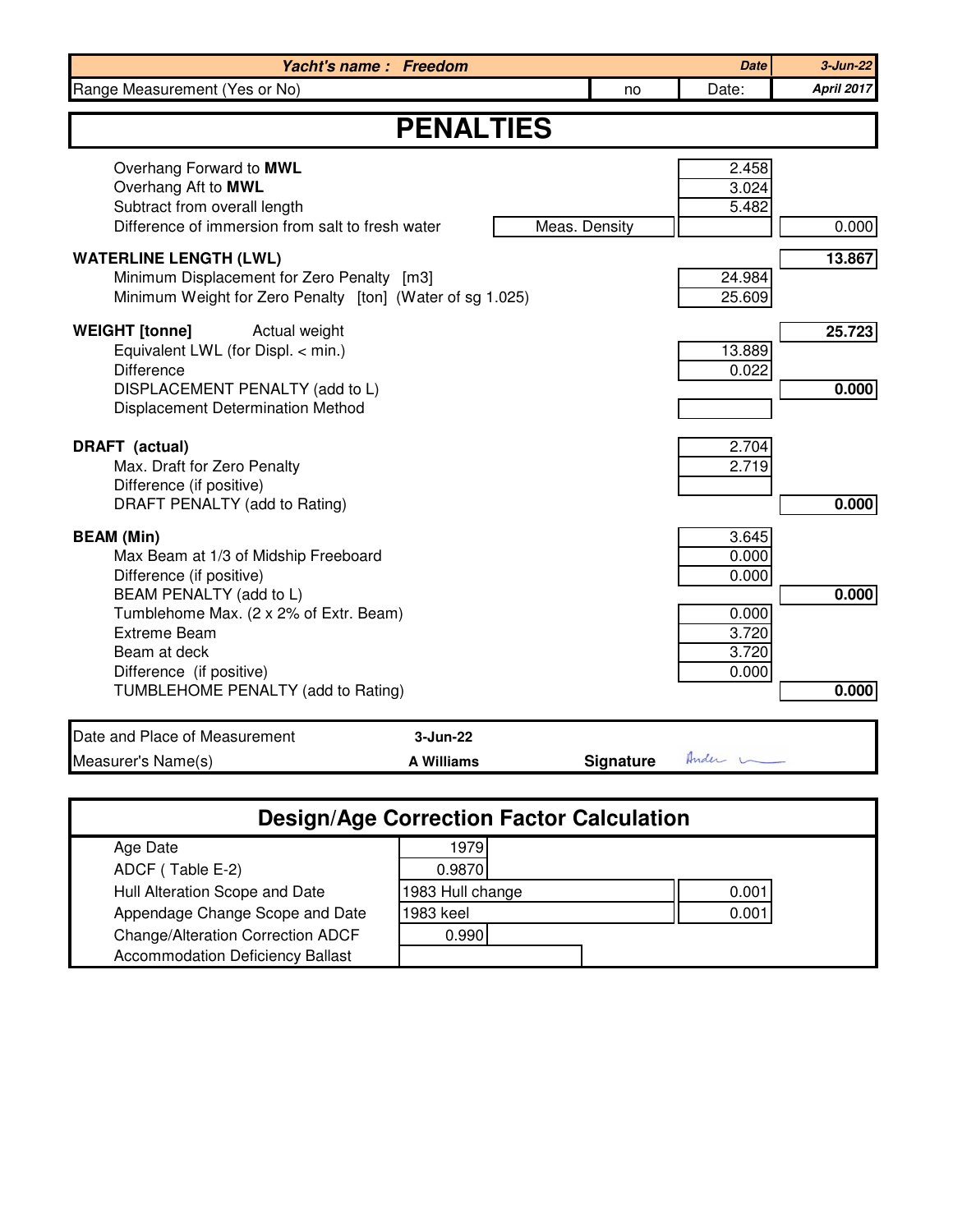| **Yacht's name : Freedom** | | | **Date** | **3-Jun-22** |
|---|---|---|---|---|
| Range Measurement (Yes or No) | | no | Date: | **April 2017** |

# PENALTIES

| | | | |
|---|---|---|---|
| Overhang Forward to **MWL** | | 2.458 | |
| Overhang Aft to **MWL** | | 3.024 | |
| Subtract from overall length | | 5.482 | |
| Difference of immersion from salt to fresh water | Meas. Density | | 0.000 |
| **WATERLINE LENGTH (LWL)** | | | **13.867** |
| Minimum Displacement for Zero Penalty [m3] | | 24.984 | |
| Minimum Weight for Zero Penalty [ton] (Water of sg 1.025) | | 25.609 | |
| **WEIGHT [tonne]** Actual weight | | | **25.723** |
| Equivalent LWL (for Displ. < min.) | | 13.889 | |
| Difference | | 0.022 | |
| DISPLACEMENT PENALTY (add to L) | | | **0.000** |
| Displacement Determination Method | | | |
| **DRAFT (actual)** | | 2.704 | |
| Max. Draft for Zero Penalty | | 2.719 | |
| Difference (if positive) | | | |
| DRAFT PENALTY (add to Rating) | | | **0.000** |
| **BEAM (Min)** | | 3.645 | |
| Max Beam at 1/3 of Midship Freeboard | | 0.000 | |
| Difference (if positive) | | 0.000 | |
| BEAM PENALTY (add to L) | | | **0.000** |
| Tumblehome Max. (2 x 2% of Extr. Beam) | | 0.000 | |
| Extreme Beam | | 3.720 | |
| Beam at deck | | 3.720 | |
| Difference (if positive) | | 0.000 | |
| TUMBLEHOME PENALTY (add to Rating) | | | **0.000** |

| | | | |
|---|---|---|---|
| Date and Place of Measurement | **3-Jun-22** | | |
| Measurer's Name(s) | **A Williams** | **Signature** | |

## Design/Age Correction Factor Calculation

| | | |
|---|---|---|
| Age Date | 1979 | |
| ADCF ( Table E-2) | 0.9870 | |
| Hull Alteration Scope and Date | 1983 Hull change | 0.001 |
| Appendage Change Scope and Date | 1983 keel | 0.001 |
| Change/Alteration Correction ADCF | 0.990 | |
| Accommodation Deficiency Ballast | | |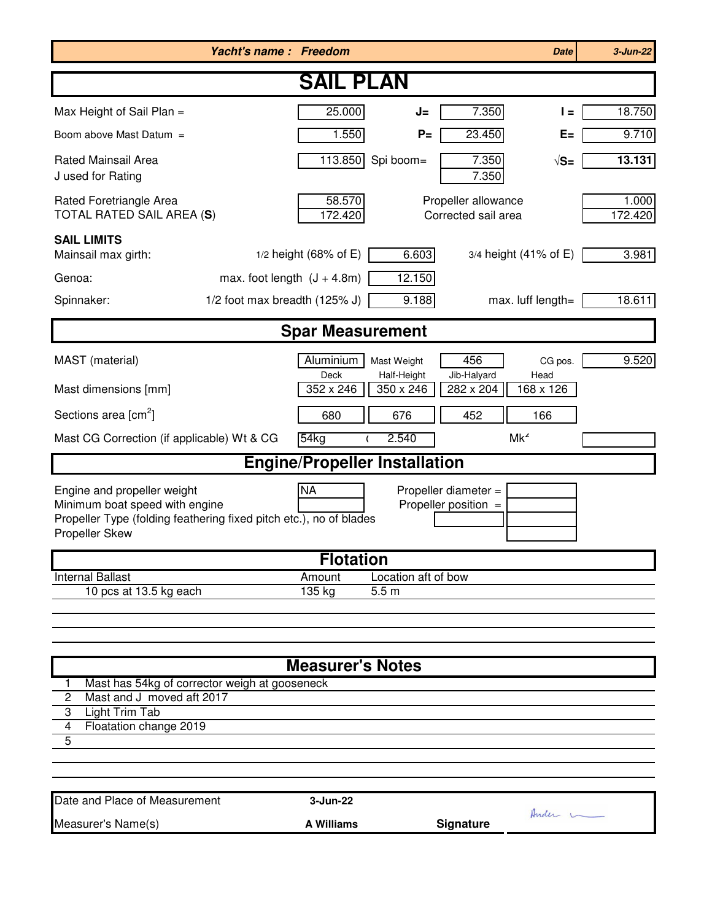**Yacht's name : Freedom** | **Date** | **3-Jun-22**

# SAIL PLAN

| | | | | | |
|---|---|---|---|---|---|
| Max Height of Sail Plan = | 25.000 | J= | 7.350 | I = | 18.750 |
| Boom above Mast Datum = | 1.550 | P= | 23.450 | E= | 9.710 |
| Rated Mainsail Area | 113.850 | Spi boom= | 7.350 | √S= | **13.131** |
| J used for Rating | | | 7.350 | | |
| Rated Foretriangle Area | 58.570 | Propeller allowance | | | 1.000 |
| TOTAL RATED SAIL AREA (**S**) | 172.420 | Corrected sail area | | | 172.420 |

**SAIL LIMITS**

| | | | | |
|---|---|---|---|---|
| Mainsail max girth: | 1/2 height (68% of E) | 6.603 | 3/4 height (41% of E) | 3.981 |
| Genoa: | max. foot length (J + 4.8m) | 12.150 | | |
| Spinnaker: | 1/2 foot max breadth (125% J) | 9.188 | max. luff length= | 18.611 |

## Spar Measurement

| | | | | | |
|---|---|---|---|---|---|
| MAST (material) | Aluminium | Mast Weight | 456 | CG pos. | 9.520 |
| | Deck | Half-Height | Jib-Halyard | Head | |
| Mast dimensions [mm] | 352 x 246 | 350 x 246 | 282 x 204 | 168 x 126 | |
| Sections area [cm$^2$] | 680 | 676 | 452 | 166 | |
| Mast CG Correction (if applicable) Wt & CG | 54kg | 2.540 | | Mk² | |

## Engine/Propeller Installation

| | | | |
|---|---|---|---|
| Engine and propeller weight | NA | Propeller diameter = | |
| Minimum boat speed with engine | | Propeller position = | |
| Propeller Type (folding feathering fixed pitch etc.), no of blades | | | |
| Propeller Skew | | | |

## Flotation

| Internal Ballast | Amount | Location aft of bow |
|---|---|---|
| 10 pcs at 13.5 kg each | 135 kg | 5.5 m |

## Measurer's Notes

1. Mast has 54kg of corrector weigh at gooseneck
2. Mast and J moved aft 2017
3. Light Trim Tab
4. Floatation change 2019
5.

| | | | |
|---|---|---|---|
| Date and Place of Measurement | **3-Jun-22** | | |
| Measurer's Name(s) | **A Williams** | **Signature** | |